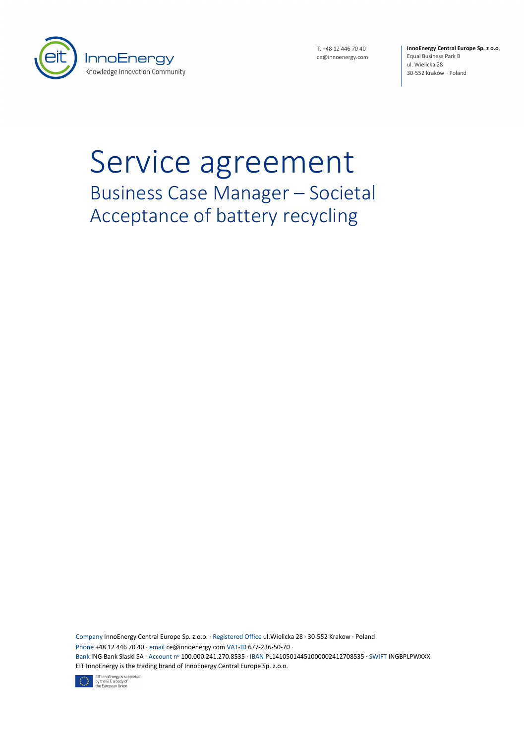T. +48 12 446 70 40
ce@innoenergy.com

**InnoEnergy Central Europe Sp. z o.o.**
Equal Business Park B
ul. Wielicka 28
30-552 Kraków · Poland

# Service agreement

## Business Case Manager – Societal Acceptance of battery recycling

Company InnoEnergy Central Europe Sp. z.o.o. · Registered Office ul.Wielicka 28 · 30-552 Krakow · Poland
Phone +48 12 446 70 40 · email ce@innoenergy.com VAT-ID 677-236-50-70 ·
Bank ING Bank Slaski SA · Account nº 100.000.241.270.8535 · IBAN PL14105014451000002412708535 · SWIFT INGBPLPWXXX
EIT InnoEnergy is the trading brand of InnoEnergy Central Europe Sp. z.o.o.

EIT InnoEnergy is supported by the EIT, a body of the European Union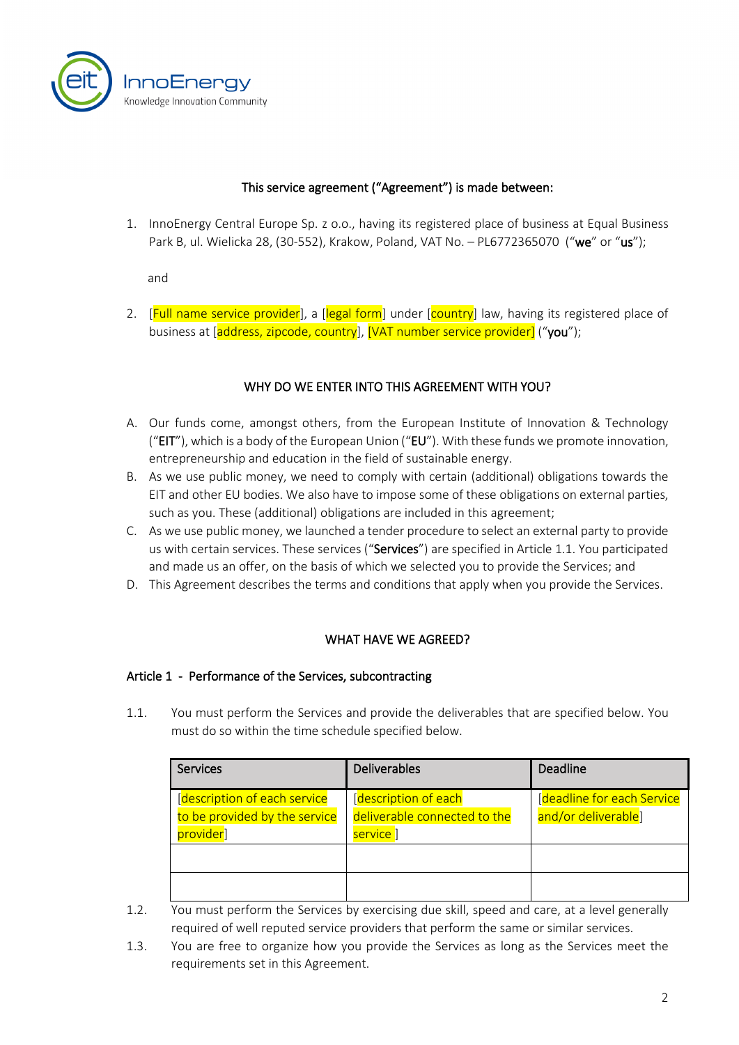This service agreement ("**Agreement**") is made between:

1. InnoEnergy Central Europe Sp. z o.o., having its registered place of business at Equal Business Park B, ul. Wielicka 28, (30-552), Krakow, Poland, VAT No. – PL6772365070 ("**we**" or "**us**");

   and

2. [Full name service provider], a [legal form] under [country] law, having its registered place of business at [address, zipcode, country], [VAT number service provider] ("**you**");

## WHY DO WE ENTER INTO THIS AGREEMENT WITH YOU?

A. Our funds come, amongst others, from the European Institute of Innovation & Technology ("**EIT**"), which is a body of the European Union ("**EU**"). With these funds we promote innovation, entrepreneurship and education in the field of sustainable energy.
B. As we use public money, we need to comply with certain (additional) obligations towards the EIT and other EU bodies. We also have to impose some of these obligations on external parties, such as you. These (additional) obligations are included in this agreement;
C. As we use public money, we launched a tender procedure to select an external party to provide us with certain services. These services ("**Services**") are specified in Article 1.1. You participated and made us an offer, on the basis of which we selected you to provide the Services; and
D. This Agreement describes the terms and conditions that apply when you provide the Services.

## WHAT HAVE WE AGREED?

### Article 1 - Performance of the Services, subcontracting

1.1. You must perform the Services and provide the deliverables that are specified below. You must do so within the time schedule specified below.

| Services | Deliverables | Deadline |
|---|---|---|
| [description of each service to be provided by the service provider] | [description of each deliverable connected to the service ] | [deadline for each Service and/or deliverable] |
| | | |
| | | |

1.2. You must perform the Services by exercising due skill, speed and care, at a level generally required of well reputed service providers that perform the same or similar services.

1.3. You are free to organize how you provide the Services as long as the Services meet the requirements set in this Agreement.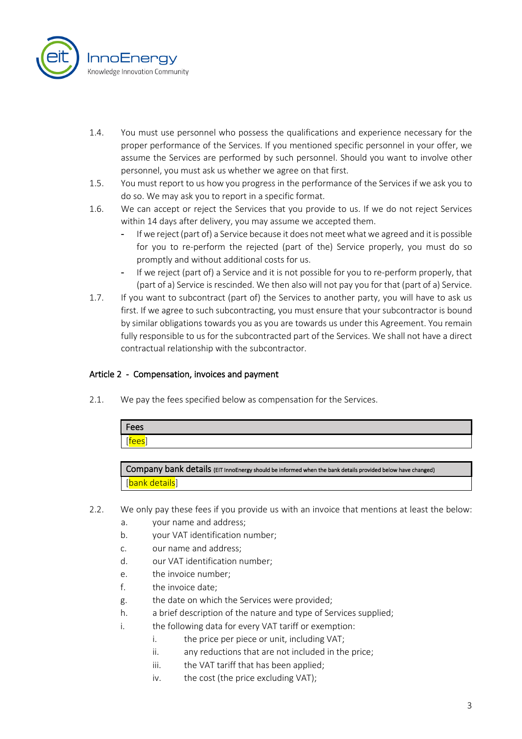1.4. You must use personnel who possess the qualifications and experience necessary for the proper performance of the Services. If you mentioned specific personnel in your offer, we assume the Services are performed by such personnel. Should you want to involve other personnel, you must ask us whether we agree on that first.

1.5. You must report to us how you progress in the performance of the Services if we ask you to do so. We may ask you to report in a specific format.

1.6. We can accept or reject the Services that you provide to us. If we do not reject Services within 14 days after delivery, you may assume we accepted them.

- If we reject (part of) a Service because it does not meet what we agreed and it is possible for you to re-perform the rejected (part of the) Service properly, you must do so promptly and without additional costs for us.
- If we reject (part of) a Service and it is not possible for you to re-perform properly, that (part of a) Service is rescinded. We then also will not pay you for that (part of a) Service.

1.7. If you want to subcontract (part of) the Services to another party, you will have to ask us first. If we agree to such subcontracting, you must ensure that your subcontractor is bound by similar obligations towards you as you are towards us under this Agreement. You remain fully responsible to us for the subcontracted part of the Services. We shall not have a direct contractual relationship with the subcontractor.

## Article 2 - Compensation, invoices and payment

2.1. We pay the fees specified below as compensation for the Services.

| Fees |
|---|
| [fees] |

| Company bank details (EIT InnoEnergy should be informed when the bank details provided below have changed) |
|---|
| [bank details] |

2.2. We only pay these fees if you provide us with an invoice that mentions at least the below:

a. your name and address;
b. your VAT identification number;
c. our name and address;
d. our VAT identification number;
e. the invoice number;
f. the invoice date;
g. the date on which the Services were provided;
h. a brief description of the nature and type of Services supplied;
i. the following data for every VAT tariff or exemption:
   i. the price per piece or unit, including VAT;
   ii. any reductions that are not included in the price;
   iii. the VAT tariff that has been applied;
   iv. the cost (the price excluding VAT);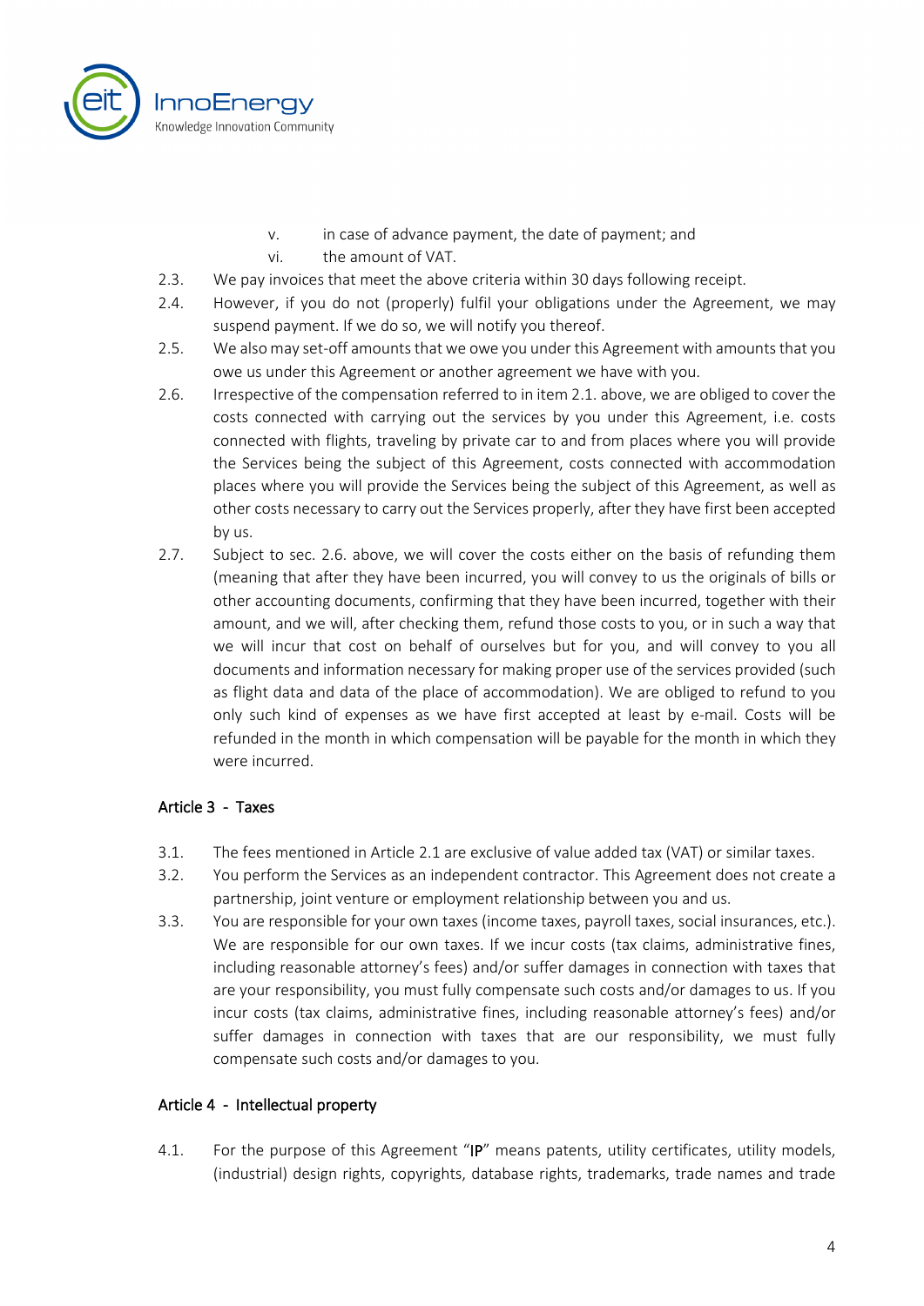v. in case of advance payment, the date of payment; and

   vi. the amount of VAT.

2.3. We pay invoices that meet the above criteria within 30 days following receipt.

2.4. However, if you do not (properly) fulfil your obligations under the Agreement, we may suspend payment. If we do so, we will notify you thereof.

2.5. We also may set-off amounts that we owe you under this Agreement with amounts that you owe us under this Agreement or another agreement we have with you.

2.6. Irrespective of the compensation referred to in item 2.1. above, we are obliged to cover the costs connected with carrying out the services by you under this Agreement, i.e. costs connected with flights, traveling by private car to and from places where you will provide the Services being the subject of this Agreement, costs connected with accommodation places where you will provide the Services being the subject of this Agreement, as well as other costs necessary to carry out the Services properly, after they have first been accepted by us.

2.7. Subject to sec. 2.6. above, we will cover the costs either on the basis of refunding them (meaning that after they have been incurred, you will convey to us the originals of bills or other accounting documents, confirming that they have been incurred, together with their amount, and we will, after checking them, refund those costs to you, or in such a way that we will incur that cost on behalf of ourselves but for you, and will convey to you all documents and information necessary for making proper use of the services provided (such as flight data and data of the place of accommodation). We are obliged to refund to you only such kind of expenses as we have first accepted at least by e-mail. Costs will be refunded in the month in which compensation will be payable for the month in which they were incurred.

## Article 3 - Taxes

3.1. The fees mentioned in Article 2.1 are exclusive of value added tax (VAT) or similar taxes.

3.2. You perform the Services as an independent contractor. This Agreement does not create a partnership, joint venture or employment relationship between you and us.

3.3. You are responsible for your own taxes (income taxes, payroll taxes, social insurances, etc.). We are responsible for our own taxes. If we incur costs (tax claims, administrative fines, including reasonable attorney's fees) and/or suffer damages in connection with taxes that are your responsibility, you must fully compensate such costs and/or damages to us. If you incur costs (tax claims, administrative fines, including reasonable attorney's fees) and/or suffer damages in connection with taxes that are our responsibility, we must fully compensate such costs and/or damages to you.

## Article 4 - Intellectual property

4.1. For the purpose of this Agreement "**IP**" means patents, utility certificates, utility models, (industrial) design rights, copyrights, database rights, trademarks, trade names and trade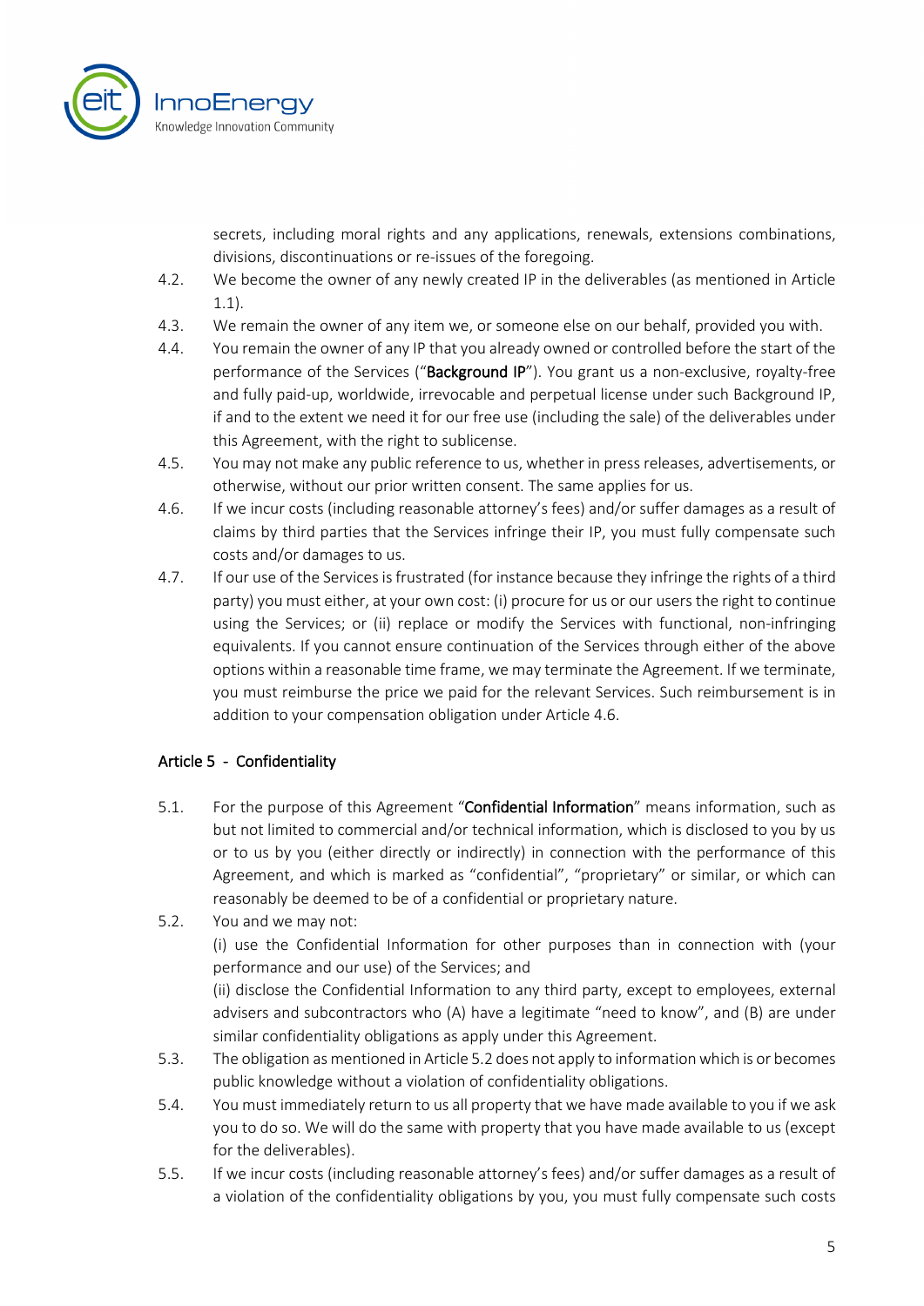secrets, including moral rights and any applications, renewals, extensions combinations, divisions, discontinuations or re-issues of the foregoing.

4.2. We become the owner of any newly created IP in the deliverables (as mentioned in Article 1.1).

4.3. We remain the owner of any item we, or someone else on our behalf, provided you with.

4.4. You remain the owner of any IP that you already owned or controlled before the start of the performance of the Services ("**Background IP**"). You grant us a non-exclusive, royalty-free and fully paid-up, worldwide, irrevocable and perpetual license under such Background IP, if and to the extent we need it for our free use (including the sale) of the deliverables under this Agreement, with the right to sublicense.

4.5. You may not make any public reference to us, whether in press releases, advertisements, or otherwise, without our prior written consent. The same applies for us.

4.6. If we incur costs (including reasonable attorney's fees) and/or suffer damages as a result of claims by third parties that the Services infringe their IP, you must fully compensate such costs and/or damages to us.

4.7. If our use of the Services is frustrated (for instance because they infringe the rights of a third party) you must either, at your own cost: (i) procure for us or our users the right to continue using the Services; or (ii) replace or modify the Services with functional, non-infringing equivalents. If you cannot ensure continuation of the Services through either of the above options within a reasonable time frame, we may terminate the Agreement. If we terminate, you must reimburse the price we paid for the relevant Services. Such reimbursement is in addition to your compensation obligation under Article 4.6.

## Article 5 - Confidentiality

5.1. For the purpose of this Agreement "**Confidential Information**" means information, such as but not limited to commercial and/or technical information, which is disclosed to you by us or to us by you (either directly or indirectly) in connection with the performance of this Agreement, and which is marked as "confidential", "proprietary" or similar, or which can reasonably be deemed to be of a confidential or proprietary nature.

5.2. You and we may not:
(i) use the Confidential Information for other purposes than in connection with (your performance and our use) of the Services; and
(ii) disclose the Confidential Information to any third party, except to employees, external advisers and subcontractors who (A) have a legitimate "need to know", and (B) are under similar confidentiality obligations as apply under this Agreement.

5.3. The obligation as mentioned in Article 5.2 does not apply to information which is or becomes public knowledge without a violation of confidentiality obligations.

5.4. You must immediately return to us all property that we have made available to you if we ask you to do so. We will do the same with property that you have made available to us (except for the deliverables).

5.5. If we incur costs (including reasonable attorney's fees) and/or suffer damages as a result of a violation of the confidentiality obligations by you, you must fully compensate such costs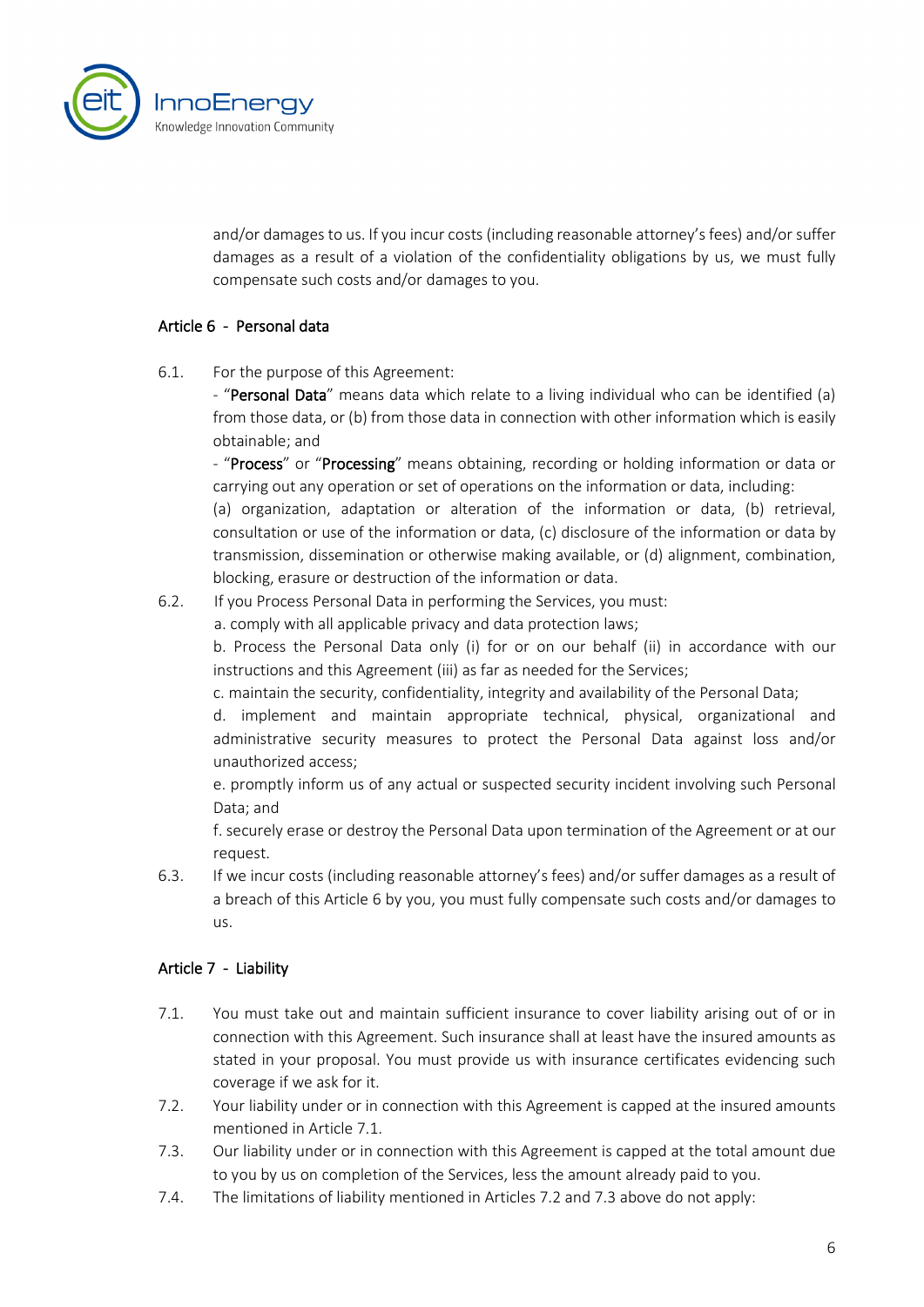and/or damages to us. If you incur costs (including reasonable attorney's fees) and/or suffer damages as a result of a violation of the confidentiality obligations by us, we must fully compensate such costs and/or damages to you.

## Article 6 - Personal data

6.1. For the purpose of this Agreement:

- "**Personal Data**" means data which relate to a living individual who can be identified (a) from those data, or (b) from those data in connection with other information which is easily obtainable; and
- "**Process**" or "**Processing**" means obtaining, recording or holding information or data or carrying out any operation or set of operations on the information or data, including: (a) organization, adaptation or alteration of the information or data, (b) retrieval, consultation or use of the information or data, (c) disclosure of the information or data by transmission, dissemination or otherwise making available, or (d) alignment, combination, blocking, erasure or destruction of the information or data.

6.2. If you Process Personal Data in performing the Services, you must:

a. comply with all applicable privacy and data protection laws;

b. Process the Personal Data only (i) for or on our behalf (ii) in accordance with our instructions and this Agreement (iii) as far as needed for the Services;

c. maintain the security, confidentiality, integrity and availability of the Personal Data;

d. implement and maintain appropriate technical, physical, organizational and administrative security measures to protect the Personal Data against loss and/or unauthorized access;

e. promptly inform us of any actual or suspected security incident involving such Personal Data; and

f. securely erase or destroy the Personal Data upon termination of the Agreement or at our request.

6.3. If we incur costs (including reasonable attorney's fees) and/or suffer damages as a result of a breach of this Article 6 by you, you must fully compensate such costs and/or damages to us.

## Article 7 - Liability

7.1. You must take out and maintain sufficient insurance to cover liability arising out of or in connection with this Agreement. Such insurance shall at least have the insured amounts as stated in your proposal. You must provide us with insurance certificates evidencing such coverage if we ask for it.

7.2. Your liability under or in connection with this Agreement is capped at the insured amounts mentioned in Article 7.1.

7.3. Our liability under or in connection with this Agreement is capped at the total amount due to you by us on completion of the Services, less the amount already paid to you.

7.4. The limitations of liability mentioned in Articles 7.2 and 7.3 above do not apply: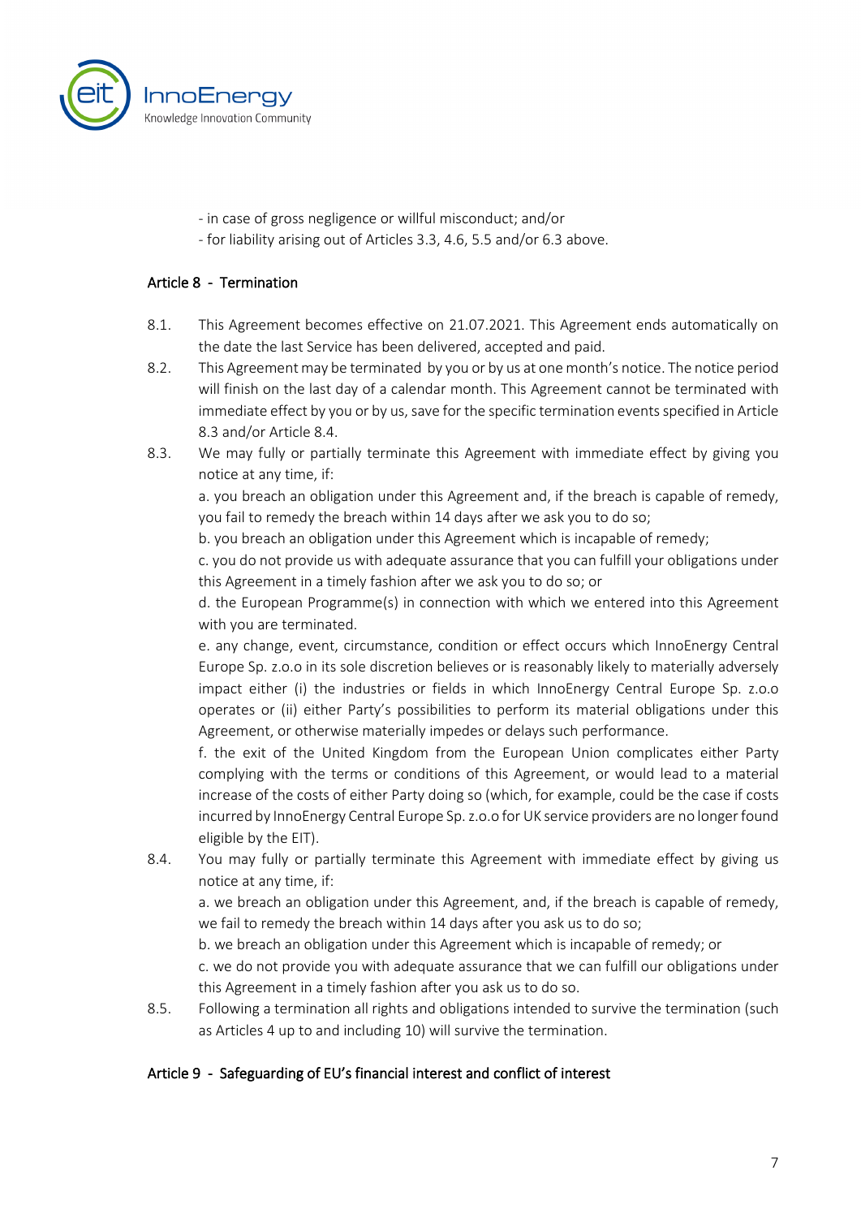- in case of gross negligence or willful misconduct; and/or
- for liability arising out of Articles 3.3, 4.6, 5.5 and/or 6.3 above.

### Article 8 - Termination

8.1. This Agreement becomes effective on 21.07.2021. This Agreement ends automatically on the date the last Service has been delivered, accepted and paid.

8.2. This Agreement may be terminated by you or by us at one month's notice. The notice period will finish on the last day of a calendar month. This Agreement cannot be terminated with immediate effect by you or by us, save for the specific termination events specified in Article 8.3 and/or Article 8.4.

8.3. We may fully or partially terminate this Agreement with immediate effect by giving you notice at any time, if:

a. you breach an obligation under this Agreement and, if the breach is capable of remedy, you fail to remedy the breach within 14 days after we ask you to do so;

b. you breach an obligation under this Agreement which is incapable of remedy;

c. you do not provide us with adequate assurance that you can fulfill your obligations under this Agreement in a timely fashion after we ask you to do so; or

d. the European Programme(s) in connection with which we entered into this Agreement with you are terminated.

e. any change, event, circumstance, condition or effect occurs which InnoEnergy Central Europe Sp. z.o.o in its sole discretion believes or is reasonably likely to materially adversely impact either (i) the industries or fields in which InnoEnergy Central Europe Sp. z.o.o operates or (ii) either Party's possibilities to perform its material obligations under this Agreement, or otherwise materially impedes or delays such performance.

f. the exit of the United Kingdom from the European Union complicates either Party complying with the terms or conditions of this Agreement, or would lead to a material increase of the costs of either Party doing so (which, for example, could be the case if costs incurred by InnoEnergy Central Europe Sp. z.o.o for UK service providers are no longer found eligible by the EIT).

8.4. You may fully or partially terminate this Agreement with immediate effect by giving us notice at any time, if:

a. we breach an obligation under this Agreement, and, if the breach is capable of remedy, we fail to remedy the breach within 14 days after you ask us to do so;

b. we breach an obligation under this Agreement which is incapable of remedy; or

c. we do not provide you with adequate assurance that we can fulfill our obligations under this Agreement in a timely fashion after you ask us to do so.

8.5. Following a termination all rights and obligations intended to survive the termination (such as Articles 4 up to and including 10) will survive the termination.

### Article 9 - Safeguarding of EU's financial interest and conflict of interest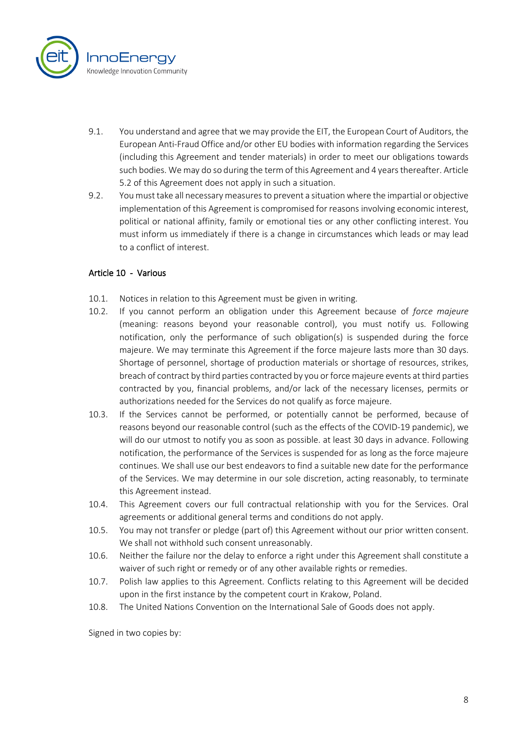9.1. You understand and agree that we may provide the EIT, the European Court of Auditors, the European Anti-Fraud Office and/or other EU bodies with information regarding the Services (including this Agreement and tender materials) in order to meet our obligations towards such bodies. We may do so during the term of this Agreement and 4 years thereafter. Article 5.2 of this Agreement does not apply in such a situation.

9.2. You must take all necessary measures to prevent a situation where the impartial or objective implementation of this Agreement is compromised for reasons involving economic interest, political or national affinity, family or emotional ties or any other conflicting interest. You must inform us immediately if there is a change in circumstances which leads or may lead to a conflict of interest.

### Article 10 - Various

10.1. Notices in relation to this Agreement must be given in writing.

10.2. If you cannot perform an obligation under this Agreement because of *force majeure* (meaning: reasons beyond your reasonable control), you must notify us. Following notification, only the performance of such obligation(s) is suspended during the force majeure. We may terminate this Agreement if the force majeure lasts more than 30 days. Shortage of personnel, shortage of production materials or shortage of resources, strikes, breach of contract by third parties contracted by you or force majeure events at third parties contracted by you, financial problems, and/or lack of the necessary licenses, permits or authorizations needed for the Services do not qualify as force majeure.

10.3. If the Services cannot be performed, or potentially cannot be performed, because of reasons beyond our reasonable control (such as the effects of the COVID-19 pandemic), we will do our utmost to notify you as soon as possible. at least 30 days in advance. Following notification, the performance of the Services is suspended for as long as the force majeure continues. We shall use our best endeavors to find a suitable new date for the performance of the Services. We may determine in our sole discretion, acting reasonably, to terminate this Agreement instead.

10.4. This Agreement covers our full contractual relationship with you for the Services. Oral agreements or additional general terms and conditions do not apply.

10.5. You may not transfer or pledge (part of) this Agreement without our prior written consent. We shall not withhold such consent unreasonably.

10.6. Neither the failure nor the delay to enforce a right under this Agreement shall constitute a waiver of such right or remedy or of any other available rights or remedies.

10.7. Polish law applies to this Agreement. Conflicts relating to this Agreement will be decided upon in the first instance by the competent court in Krakow, Poland.

10.8. The United Nations Convention on the International Sale of Goods does not apply.

Signed in two copies by: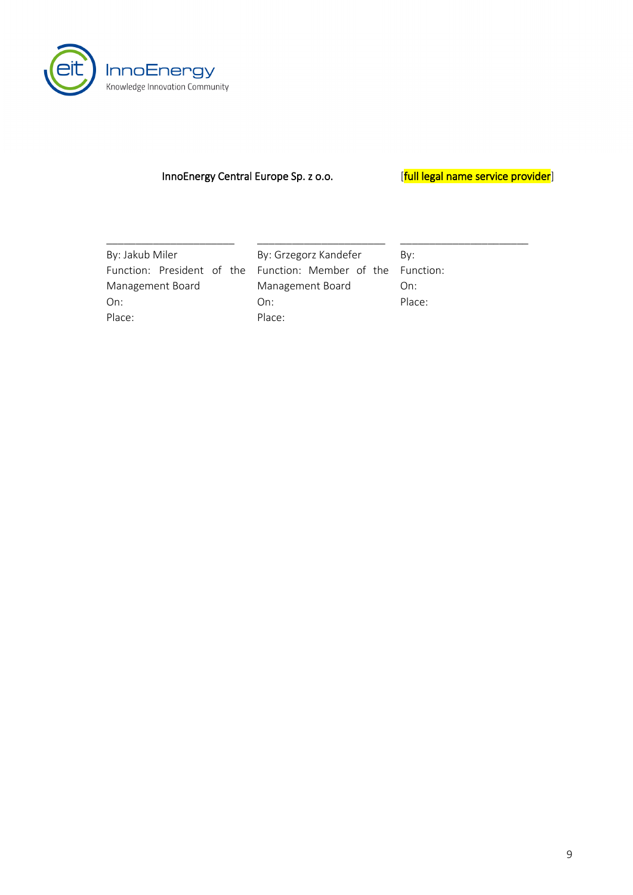InnoEnergy Central Europe Sp. z o.o. [full legal name service provider]

| | | |
|---|---|---|
| ______________________ | ______________________ | ______________________ |
| By: Jakub Miler | By: Grzegorz Kandefer | By: |
| Function: President of the Management Board | Function: Member of the Management Board | Function: |
| On: | On: | On: |
| Place: | Place: | Place: |